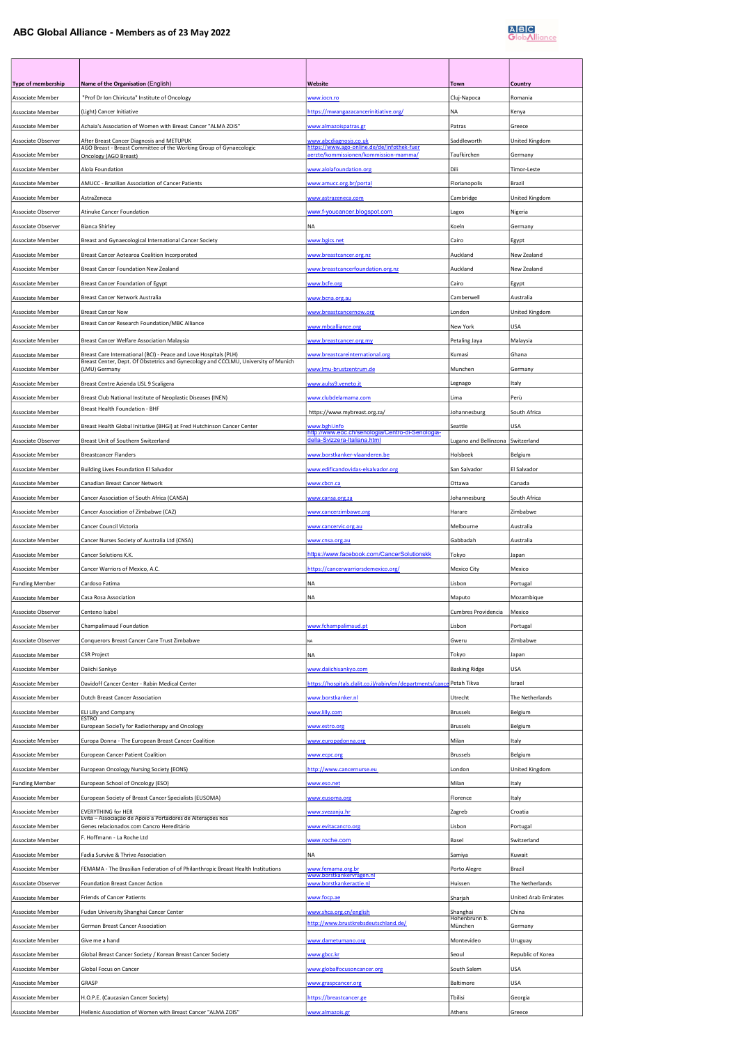# ABC Global Alliance - Members as of 23 May 2022

| Type of membership | Name of the Organisation (English) | Website | Town | Country |
|---|---|---|---|---|
| Associate Member | "Prof Dr Ion Chiricuta" Institute of Oncology | www.iocn.ro | Cluj-Napoca | Romania |
| Associate Member | (Light) Cancer Initiative | https://mwangazacancerinitiative.org/ | NA | Kenya |
| Associate Member | Achaia's Association of Women with Breast Cancer "ALMA ZOIS" | www.almazoispatras.gr | Patras | Greece |
| Associate Observer | After Breast Cancer Diagnosis and METUPUK | www.abcdiagnosis.co.uk | Saddleworth | United Kingdom |
| Associate Member | AGO Breast - Breast Committee of the Working Group of Gynaecologic Oncology (AGO Breast) | https://www.ago-online.de/de/infothek-fuer aerzte/kommissionen/kommission-mamma/ | Taufkirchen | Germany |
| Associate Member | Alola Foundation | www.alolafoundation.org | Dili | Timor-Leste |
| Associate Member | AMUCC - Brazilian Association of Cancer Patients | www.amucc.org.br/portal | Florianopolis | Brazil |
| Associate Member | AstraZeneca | www.astrazeneca.com | Cambridge | United Kingdom |
| Associate Observer | Atinuke Cancer Foundation | www.f-youcancer.blogspot.com | Lagos | Nigeria |
| Associate Observer | Bianca Shirley | NA | Koeln | Germany |
| Associate Member | Breast and Gynaecological International Cancer Society | www.bgics.net | Cairo | Egypt |
| Associate Member | Breast Cancer Aotearoa Coalition Incorporated | www.breastcancer.org.nz | Auckland | New Zealand |
| Associate Member | Breast Cancer Foundation New Zealand | www.breastcancerfoundation.org.nz | Auckland | New Zealand |
| Associate Member | Breast Cancer Foundation of Egypt | www.bcfe.org | Cairo | Egypt |
| Associate Member | Breast Cancer Network Australia | www.bcna.org.au | Camberwell | Australia |
| Associate Member | Breast Cancer Now | www.breastcancernow.org | London | United Kingdom |
| Associate Member | Breast Cancer Research Foundation/MBC Alliance | www.mbcalliance.org | New York | USA |
| Associate Member | Breast Cancer Welfare Association Malaysia | www.breastcancer.org.my | Petaling Jaya | Malaysia |
| Associate Member | Breast Care International (BCI) - Peace and Love Hospitals (PLH) | www.breastcareinternational.org | Kumasi | Ghana |
| Associate Member | Breast Center, Dept. Of Obstetrics and Gynecology and CCCLMU, University of Munich (LMU) Germany | www.lmu-brustzentrum.de | Munchen | Germany |
| Associate Member | Breast Centre Azienda USL 9 Scaligera | www.aulss9.veneto.it | Legnago | Italy |
| Associate Member | Breast Club National Institute of Neoplastic Diseases (INEN) | www.clubdelamama.com | Lima | Perù |
| Associate Member | Breast Health Foundation - BHF | https://www.mybreast.org.za/ | Johannesburg | South Africa |
| Associate Member | Breast Health Global Initiative (BHGI) at Fred Hutchinson Cancer Center | www.bghi.info | Seattle | USA |
| Associate Observer | Breast Unit of Southern Switzerland | http://www.eoc.ch/senologia/Centro-di-Senologia-della-Svizzera-Italiana.html | Lugano and Bellinzona | Switzerland |
| Associate Member | Breastcancer Flanders | www.borstkanker-vlaanderen.be | Holsbeek | Belgium |
| Associate Member | Building Lives Foundation El Salvador | www.edificandovidas-elsalvador.org | San Salvador | El Salvador |
| Associate Member | Canadian Breast Cancer Network | www.cbcn.ca | Ottawa | Canada |
| Associate Member | Cancer Association of South Africa (CANSA) | www.cansa.org.za | Johannesburg | South Africa |
| Associate Member | Cancer Association of Zimbabwe (CAZ) | www.cancerzimbawe.org | Harare | Zimbabwe |
| Associate Member | Cancer Council Victoria | www.cancervic.org.au | Melbourne | Australia |
| Associate Member | Cancer Nurses Society of Australia Ltd (CNSA) | www.cnsa.org.au | Gabbadah | Australia |
| Associate Member | Cancer Solutions K.K. | https://www.facebook.com/CancerSolutionskk | Tokyo | Japan |
| Associate Member | Cancer Warriors of Mexico, A.C. | https://cancerwarriorsdemexico.org/ | Mexico City | Mexico |
| Funding Member | Cardoso Fatima | NA | Lisbon | Portugal |
| Associate Member | Casa Rosa Association | NA | Maputo | Mozambique |
| Associate Observer | Centeno Isabel | | Cumbres Providencia | Mexico |
| Associate Member | Champalimaud Foundation | www.fchampalimaud.pt | Lisbon | Portugal |
| Associate Observer | Conquerors Breast Cancer Care Trust Zimbabwe | NA | Gweru | Zimbabwe |
| Associate Member | CSR Project | NA | Tokyo | Japan |
| Associate Member | Daiichi Sankyo | www.daiichisankyo.com | Basking Ridge | USA |
| Associate Member | Davidoff Cancer Center - Rabin Medical Center | https://hospitals.clalit.co.il/rabin/en/departments/cance | Petah Tikva | Israel |
| Associate Member | Dutch Breast Cancer Association | www.borstkanker.nl | Utrecht | The Netherlands |
| Associate Member | ELI Lilly and Company | www.lilly.com | Brussels | Belgium |
| Associate Member | ESTRO European SocieTy for Radiotherapy and Oncology | www.estro.org | Brussels | Belgium |
| Associate Member | Europa Donna - The European Breast Cancer Coalition | www.europadonna.org | Milan | Italy |
| Associate Member | European Cancer Patient Coalition | www.ecpc.org | Brussels | Belgium |
| Associate Member | European Oncology Nursing Society (EONS) | http://www.cancernurse.eu | London | United Kingdom |
| Funding Member | European School of Oncology (ESO) | www.eso.net | Milan | Italy |
| Associate Member | European Society of Breast Cancer Specialists (EUSOMA) | www.eusoma.org | Florence | Italy |
| Associate Member | EVERYTHING for HER | www.svezanju.hr | Zagreb | Croatia |
| Associate Member | Evita – Associação de Apoio a Portadores de Alterações nos Genes relacionados com Cancro Hereditário | www.evitacancro.org | Lisbon | Portugal |
| Associate Member | F. Hoffmann - La Roche Ltd | www.roche.com | Basel | Switzerland |
| Associate Member | Fadia Survive & Thrive Association | NA | Samiya | Kuwait |
| Associate Member | FEMAMA - The Brasilian Federation of of Philanthropic Breast Health Institutions | www.femama.org.br | Porto Alegre | Brazil |
| Associate Observer | Foundation Breast Cancer Action | www.borstkankervragen.nl www.borstkankeractie.nl | Huissen | The Netherlands |
| Associate Member | Friends of Cancer Patients | www.focp.ae | Sharjah | United Arab Emirates |
| Associate Member | Fudan University Shanghai Cancer Center | www.shca.org.cn/english | Shanghai | China |
| Associate Member | German Breast Cancer Association | http://www.brustkrebsdeutschland.de/ | Hohenbrunn b. München | Germany |
| Associate Member | Give me a hand | www.dametumano.org | Montevideo | Uruguay |
| Associate Member | Global Breast Cancer Society / Korean Breast Cancer Society | www.gbcc.kr | Seoul | Republic of Korea |
| Associate Member | Global Focus on Cancer | www.globalfocusoncancer.org | South Salem | USA |
| Associate Member | GRASP | www.graspcancer.org | Baltimore | USA |
| Associate Member | H.O.P.E. (Caucasian Cancer Society) | https://breastcancer.ge | Tbilisi | Georgia |
| Associate Member | Hellenic Association of Women with Breast Cancer "ALMA ZOIS" | www.almazois.gr | Athens | Greece |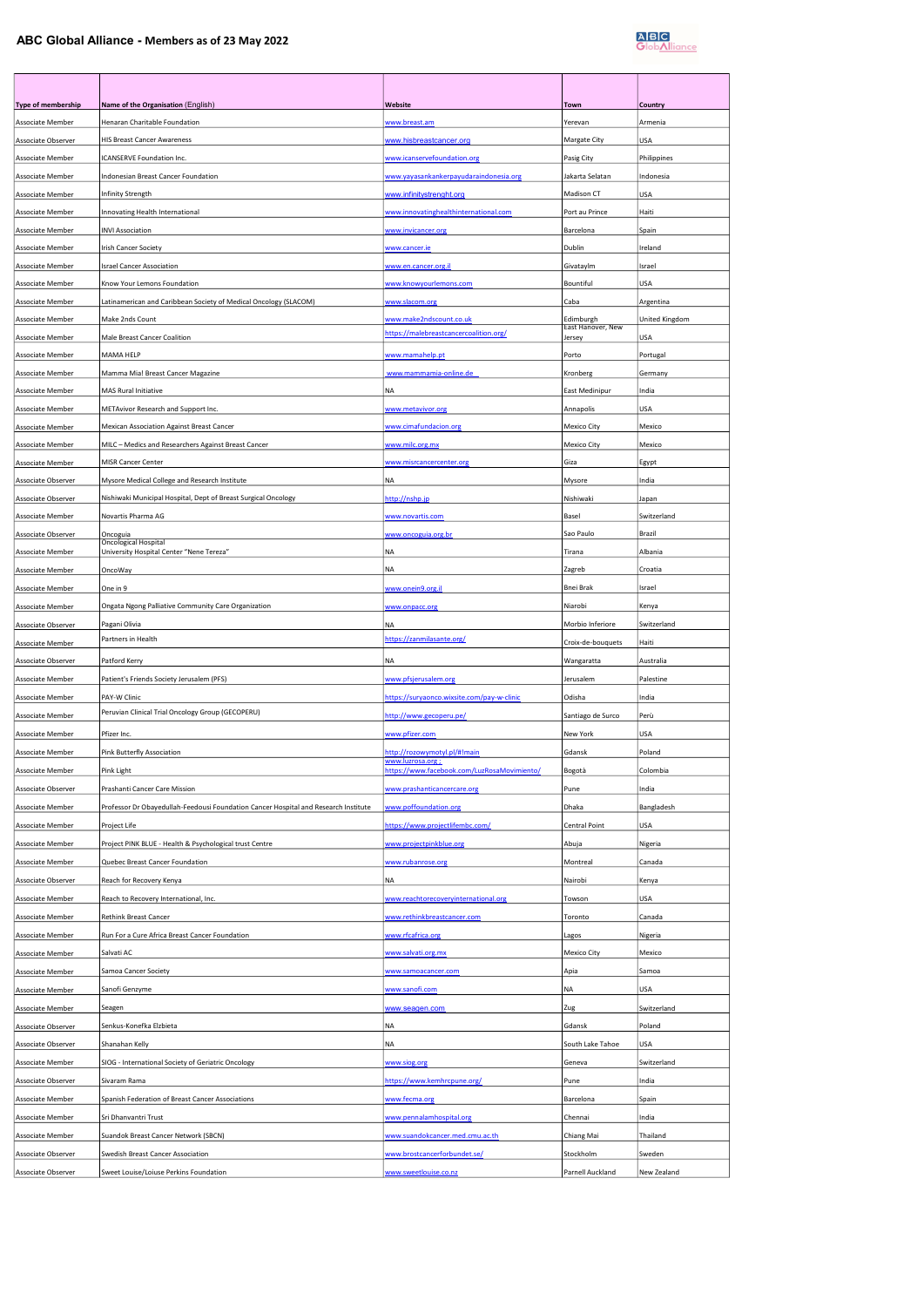## ABC Global Alliance - Members as of 23 May 2022

| Type of membership | Name of the Organisation (English) | Website | Town | Country |
|---|---|---|---|---|
| Associate Member | Henaran Charitable Foundation | www.breast.am | Yerevan | Armenia |
| Associate Observer | HIS Breast Cancer Awareness | www.hisbreastcancer.org | Margate City | USA |
| Associate Member | ICANSERVE Foundation Inc. | www.icanservefoundation.org | Pasig City | Philippines |
| Associate Member | Indonesian Breast Cancer Foundation | www.yayasankankerpayudaraindonesia.org | Jakarta Selatan | Indonesia |
| Associate Member | Infinity Strength | www.infinitystrenght.org | Madison CT | USA |
| Associate Member | Innovating Health International | www.innovatinghealthinternational.com | Port au Prince | Haiti |
| Associate Member | INVI Association | www.invicancer.org | Barcelona | Spain |
| Associate Member | Irish Cancer Society | www.cancer.ie | Dublin | Ireland |
| Associate Member | Israel Cancer Association | www.en.cancer.org.il | Givataylm | Israel |
| Associate Member | Know Your Lemons Foundation | www.knowyourlemons.com | Bountiful | USA |
| Associate Member | Latinamerican and Caribbean Society of Medical Oncology (SLACOM) | www.slacom.org | Caba | Argentina |
| Associate Member | Make 2nds Count | www.make2ndscount.co.uk | Edimburgh | United Kingdom |
| Associate Member | Male Breast Cancer Coalition | https://malebreastcancercoalition.org/ | East Hanover, New Jersey | USA |
| Associate Member | MAMA HELP | www.mamahelp.pt | Porto | Portugal |
| Associate Member | Mamma Mia! Breast Cancer Magazine | www.mammamia-online.de | Kronberg | Germany |
| Associate Member | MAS Rural Initiative | NA | East Medinipur | India |
| Associate Member | METAvivor Research and Support Inc. | www.metavivor.org | Annapolis | USA |
| Associate Member | Mexican Association Against Breast Cancer | www.cimafundacion.org | Mexico City | Mexico |
| Associate Member | MILC – Medics and Researchers Against Breast Cancer | www.milc.org.mx | Mexico City | Mexico |
| Associate Member | MISR Cancer Center | www.misrcancercenter.org | Giza | Egypt |
| Associate Observer | Mysore Medical College and Research Institute | NA | Mysore | India |
| Associate Observer | Nishiwaki Municipal Hospital, Dept of Breast Surgical Oncology | http://nshp.jp | Nishiwaki | Japan |
| Associate Member | Novartis Pharma AG | www.novartis.com | Basel | Switzerland |
| Associate Observer | Oncoguia | www.oncoguia.org.br | Sao Paulo | Brazil |
| Associate Member | Oncological Hospital University Hospital Center "Nene Tereza" | NA | Tirana | Albania |
| Associate Member | OncoWay | NA | Zagreb | Croatia |
| Associate Member | One in 9 | www.onein9.org.il | Bnei Brak | Israel |
| Associate Member | Ongata Ngong Palliative Community Care Organization | www.onpacc.org | Niarobi | Kenya |
| Associate Observer | Pagani Olivia | NA | Morbio Inferiore | Switzerland |
| Associate Member | Partners in Health | https://zanmilasante.org/ | Croix-de-bouquets | Haiti |
| Associate Observer | Patford Kerry | NA | Wangaratta | Australia |
| Associate Member | Patient's Friends Society Jerusalem (PFS) | www.pfsjerusalem.org | Jerusalem | Palestine |
| Associate Member | PAY-W Clinic | https://suryaonco.wixsite.com/pay-w-clinic | Odisha | India |
| Associate Member | Peruvian Clinical Trial Oncology Group (GECOPERU) | http://www.gecoperu.pe/ | Santiago de Surco | Perù |
| Associate Member | Pfizer Inc. | www.pfizer.com | New York | USA |
| Associate Member | Pink Butterfly Association | http://rozowymotyl.pl/#!main | Gdansk | Poland |
| Associate Member | Pink Light | www.luzrosa.org ; https://www.facebook.com/LuzRosaMovimiento/ | Bogotà | Colombia |
| Associate Observer | Prashanti Cancer Care Mission | www.prashanticancercare.org | Pune | India |
| Associate Member | Professor Dr Obayedullah-Feedousi Foundation Cancer Hospital and Research Institute | www.poffoundation.org | Dhaka | Bangladesh |
| Associate Member | Project Life | https://www.projectlifembc.com/ | Central Point | USA |
| Associate Member | Project PINK BLUE - Health & Psychological trust Centre | www.projectpinkblue.org | Abuja | Nigeria |
| Associate Member | Quebec Breast Cancer Foundation | www.rubanrose.org | Montreal | Canada |
| Associate Observer | Reach for Recovery Kenya | NA | Nairobi | Kenya |
| Associate Member | Reach to Recovery International, Inc. | www.reachtorecoveryinternational.org | Towson | USA |
| Associate Member | Rethink Breast Cancer | www.rethinkbreastcancer.com | Toronto | Canada |
| Associate Member | Run For a Cure Africa Breast Cancer Foundation | www.rfcafrica.org | Lagos | Nigeria |
| Associate Member | Salvati AC | www.salvati.org.mx | Mexico City | Mexico |
| Associate Member | Samoa Cancer Society | www.samoacancer.com | Apia | Samoa |
| Associate Member | Sanofi Genzyme | www.sanofi.com | NA | USA |
| Associate Member | Seagen | www.seagen.com | Zug | Switzerland |
| Associate Observer | Senkus-Konefka Elzbieta | NA | Gdansk | Poland |
| Associate Observer | Shanahan Kelly | NA | South Lake Tahoe | USA |
| Associate Member | SIOG - International Society of Geriatric Oncology | www.siog.org | Geneva | Switzerland |
| Associate Observer | Sivaram Rama | https://www.kemhrcpune.org/ | Pune | India |
| Associate Member | Spanish Federation of Breast Cancer Associations | www.fecma.org | Barcelona | Spain |
| Associate Member | Sri Dhanvantri Trust | www.pennalamhospital.org | Chennai | India |
| Associate Member | Suandok Breast Cancer Network (SBCN) | www.suandokcancer.med.cmu.ac.th | Chiang Mai | Thailand |
| Associate Observer | Swedish Breast Cancer Association | www.brostcancerforbundet.se/ | Stockholm | Sweden |
| Associate Observer | Sweet Louise/Loiuse Perkins Foundation | www.sweetlouise.co.nz | Parnell Auckland | New Zealand |